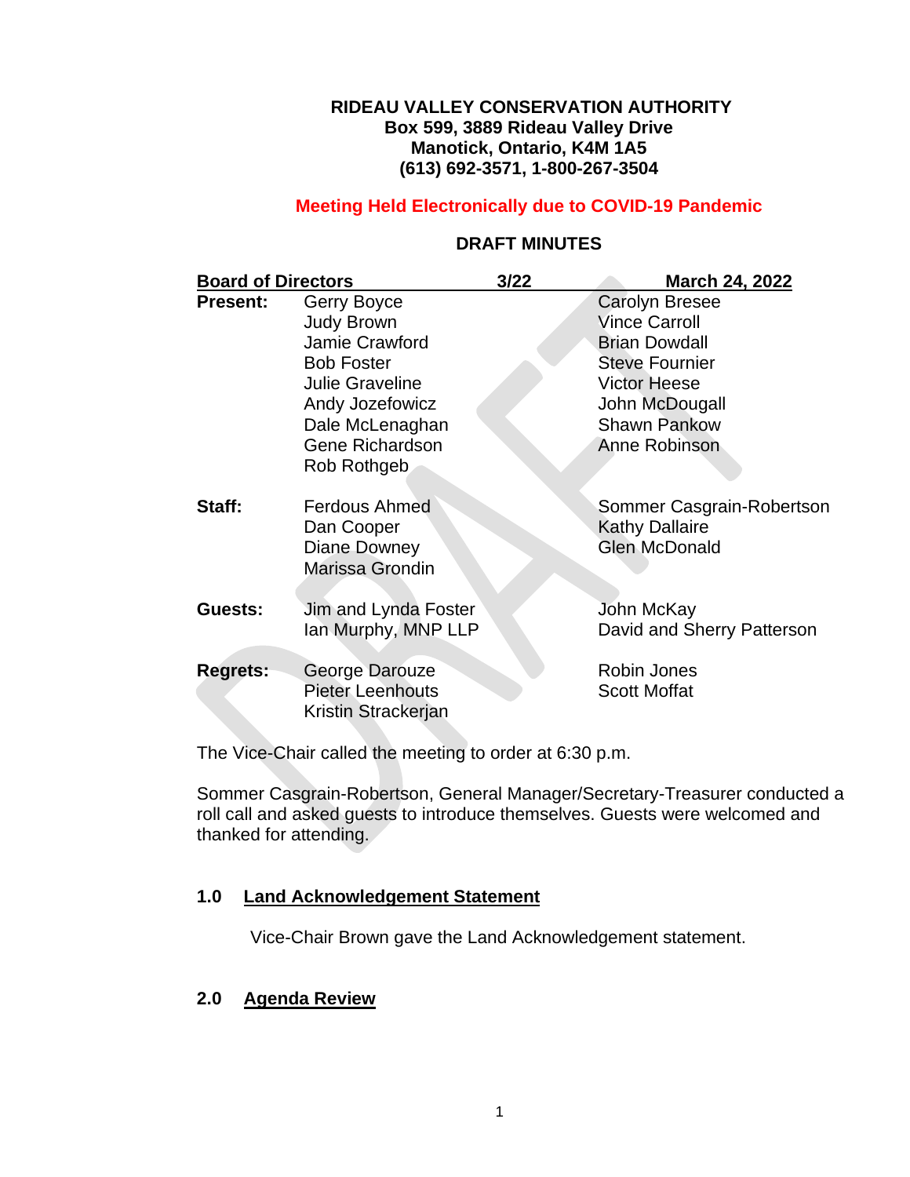**RIDEAU VALLEY CONSERVATION AUTHORITY**
**Box 599, 3889 Rideau Valley Drive**
**Manotick, Ontario, K4M 1A5**
**(613) 692-3571, 1-800-267-3504**

**Meeting Held Electronically due to COVID-19 Pandemic**

**DRAFT MINUTES**

| **Board of Directors** | | **3/22** | **March 24, 2022** |
|---|---|---|---|
| **Present:** | Gerry Boyce | | Carolyn Bresee |
| | Judy Brown | | Vince Carroll |
| | Jamie Crawford | | Brian Dowdall |
| | Bob Foster | | Steve Fournier |
| | Julie Graveline | | Victor Heese |
| | Andy Jozefowicz | | John McDougall |
| | Dale McLenaghan | | Shawn Pankow |
| | Gene Richardson | | Anne Robinson |
| | Rob Rothgeb | | |
| **Staff:** | Ferdous Ahmed | | Sommer Casgrain-Robertson |
| | Dan Cooper | | Kathy Dallaire |
| | Diane Downey | | Glen McDonald |
| | Marissa Grondin | | |
| **Guests:** | Jim and Lynda Foster | | John McKay |
| | Ian Murphy, MNP LLP | | David and Sherry Patterson |
| **Regrets:** | George Darouze | | Robin Jones |
| | Pieter Leenhouts | | Scott Moffat |
| | Kristin Strackerjan | | |

The Vice-Chair called the meeting to order at 6:30 p.m.

Sommer Casgrain-Robertson, General Manager/Secretary-Treasurer conducted a roll call and asked guests to introduce themselves. Guests were welcomed and thanked for attending.

## 1.0 Land Acknowledgement Statement

Vice-Chair Brown gave the Land Acknowledgement statement.

## 2.0 Agenda Review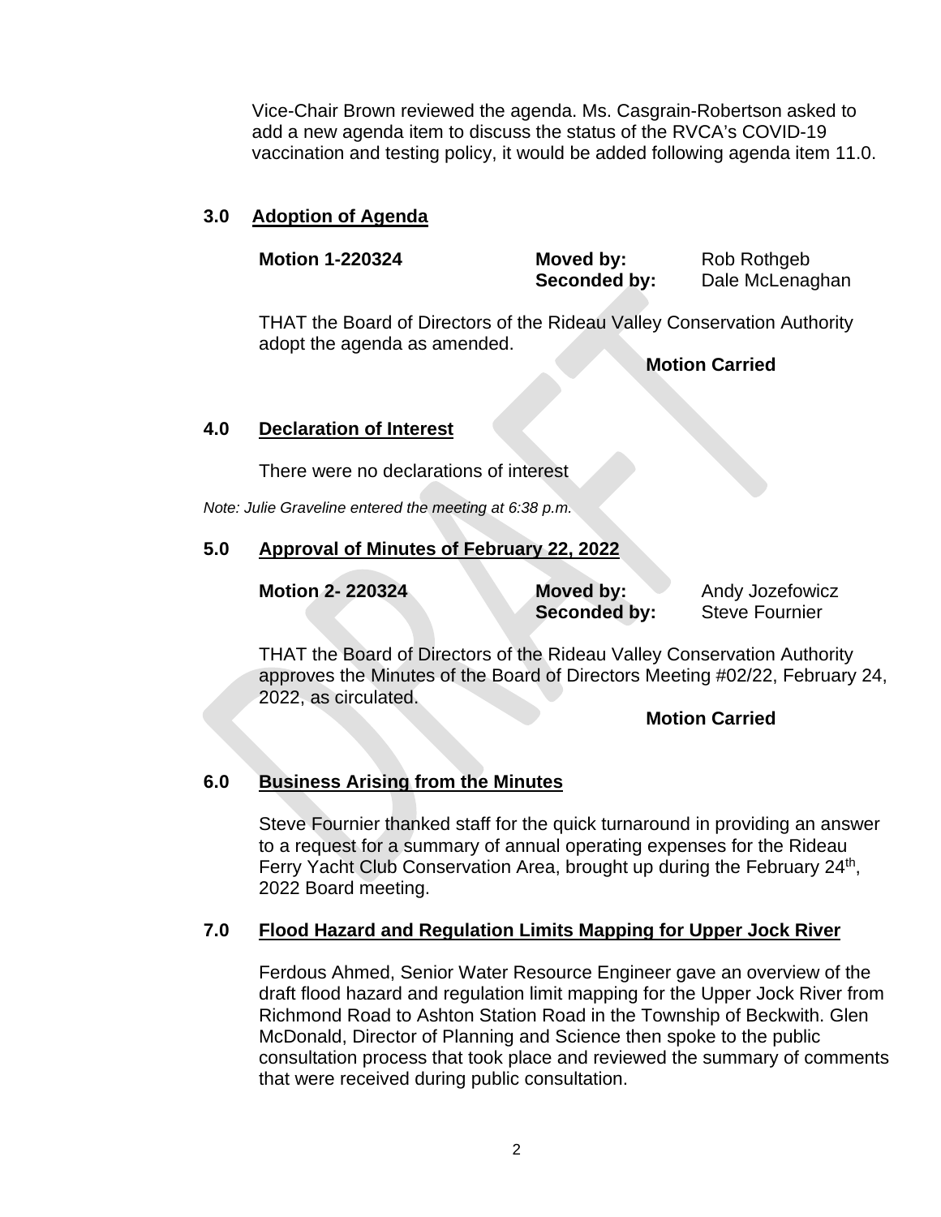Vice-Chair Brown reviewed the agenda. Ms. Casgrain-Robertson asked to add a new agenda item to discuss the status of the RVCA's COVID-19 vaccination and testing policy, it would be added following agenda item 11.0.

## 3.0 Adoption of Agenda

**Motion 1-220324** **Moved by:** Rob Rothgeb
**Seconded by:** Dale McLenaghan

THAT the Board of Directors of the Rideau Valley Conservation Authority adopt the agenda as amended.

**Motion Carried**

## 4.0 Declaration of Interest

There were no declarations of interest

*Note: Julie Graveline entered the meeting at 6:38 p.m.*

## 5.0 Approval of Minutes of February 22, 2022

**Motion 2- 220324** **Moved by:** Andy Jozefowicz
**Seconded by:** Steve Fournier

THAT the Board of Directors of the Rideau Valley Conservation Authority approves the Minutes of the Board of Directors Meeting #02/22, February 24, 2022, as circulated.

**Motion Carried**

## 6.0 Business Arising from the Minutes

Steve Fournier thanked staff for the quick turnaround in providing an answer to a request for a summary of annual operating expenses for the Rideau Ferry Yacht Club Conservation Area, brought up during the February 24th, 2022 Board meeting.

## 7.0 Flood Hazard and Regulation Limits Mapping for Upper Jock River

Ferdous Ahmed, Senior Water Resource Engineer gave an overview of the draft flood hazard and regulation limit mapping for the Upper Jock River from Richmond Road to Ashton Station Road in the Township of Beckwith. Glen McDonald, Director of Planning and Science then spoke to the public consultation process that took place and reviewed the summary of comments that were received during public consultation.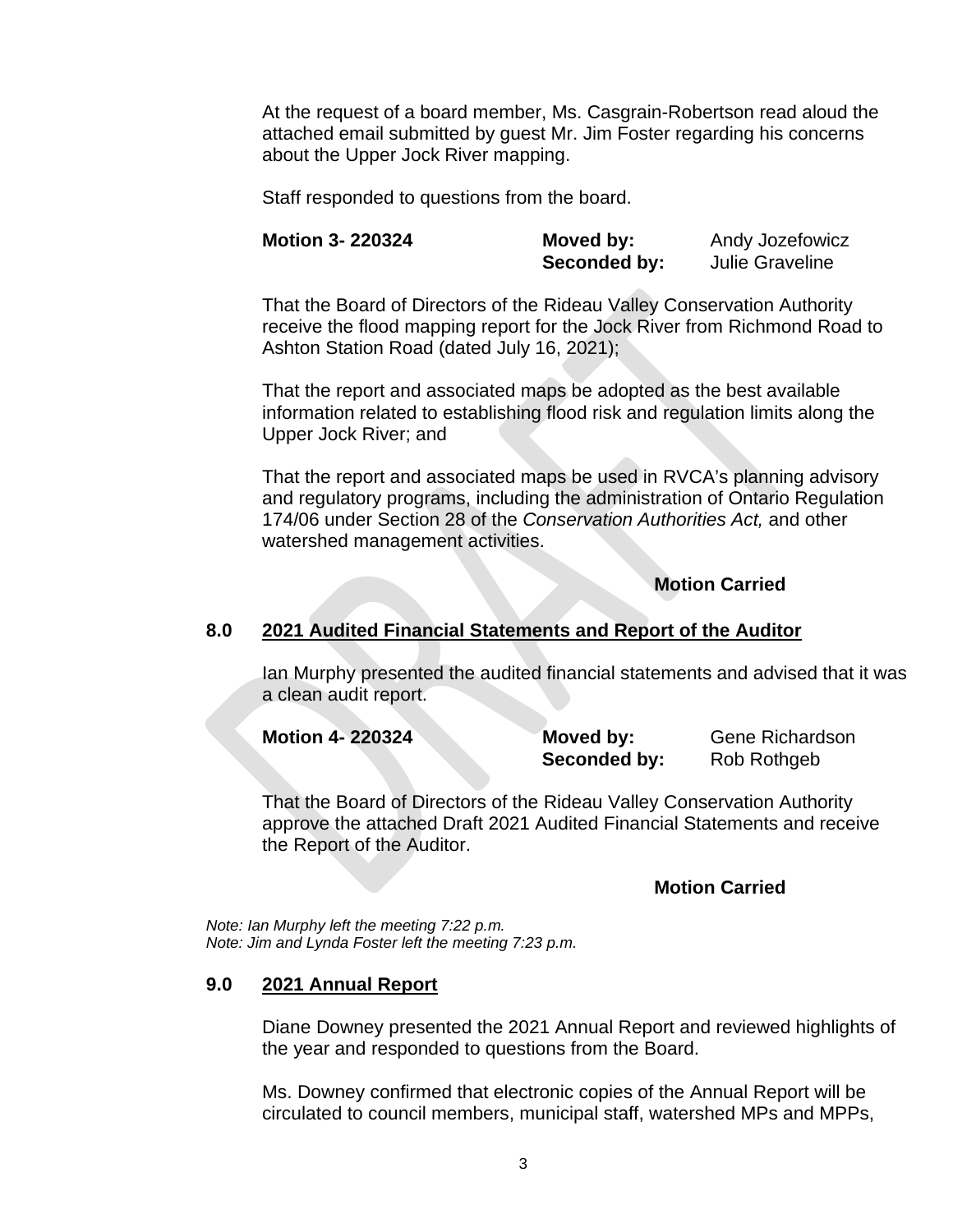At the request of a board member, Ms. Casgrain-Robertson read aloud the attached email submitted by guest Mr. Jim Foster regarding his concerns about the Upper Jock River mapping.

Staff responded to questions from the board.

| **Motion 3- 220324** | **Moved by:** | Andy Jozefowicz |
|---|---|---|
| | **Seconded by:** | Julie Graveline |

That the Board of Directors of the Rideau Valley Conservation Authority receive the flood mapping report for the Jock River from Richmond Road to Ashton Station Road (dated July 16, 2021);

That the report and associated maps be adopted as the best available information related to establishing flood risk and regulation limits along the Upper Jock River; and

That the report and associated maps be used in RVCA's planning advisory and regulatory programs, including the administration of Ontario Regulation 174/06 under Section 28 of the *Conservation Authorities Act,* and other watershed management activities.

**Motion Carried**

## 8.0 2021 Audited Financial Statements and Report of the Auditor

Ian Murphy presented the audited financial statements and advised that it was a clean audit report.

| **Motion 4- 220324** | **Moved by:** | Gene Richardson |
|---|---|---|
| | **Seconded by:** | Rob Rothgeb |

That the Board of Directors of the Rideau Valley Conservation Authority approve the attached Draft 2021 Audited Financial Statements and receive the Report of the Auditor.

**Motion Carried**

*Note: Ian Murphy left the meeting 7:22 p.m.*
*Note: Jim and Lynda Foster left the meeting 7:23 p.m.*

## 9.0 2021 Annual Report

Diane Downey presented the 2021 Annual Report and reviewed highlights of the year and responded to questions from the Board.

Ms. Downey confirmed that electronic copies of the Annual Report will be circulated to council members, municipal staff, watershed MPs and MPPs,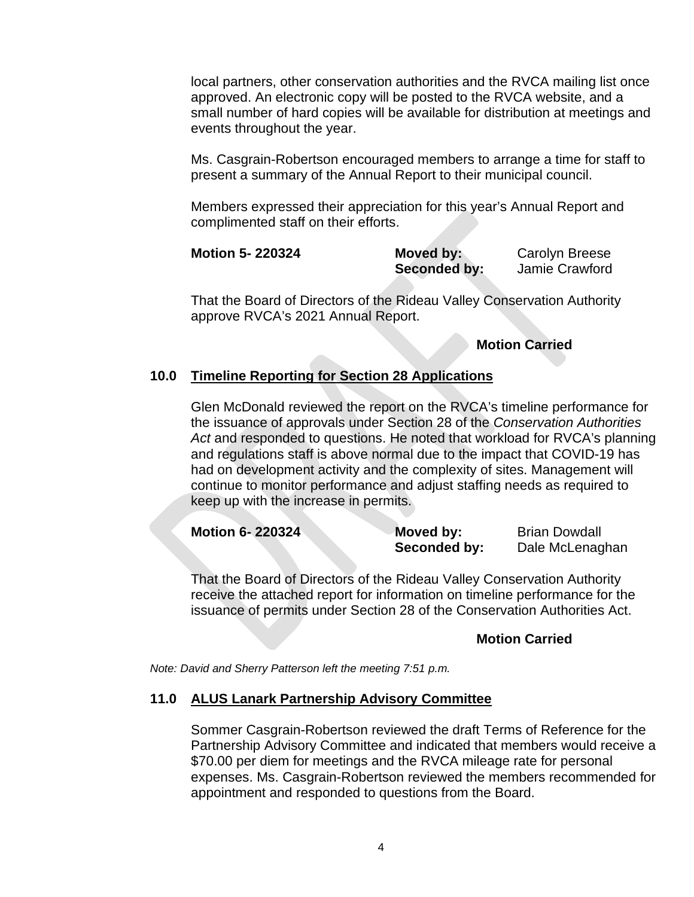local partners, other conservation authorities and the RVCA mailing list once approved. An electronic copy will be posted to the RVCA website, and a small number of hard copies will be available for distribution at meetings and events throughout the year.

Ms. Casgrain-Robertson encouraged members to arrange a time for staff to present a summary of the Annual Report to their municipal council.

Members expressed their appreciation for this year's Annual Report and complimented staff on their efforts.

**Motion 5- 220324** **Moved by:** Carolyn Breese
**Seconded by:** Jamie Crawford

That the Board of Directors of the Rideau Valley Conservation Authority approve RVCA's 2021 Annual Report.

**Motion Carried**

## 10.0 Timeline Reporting for Section 28 Applications

Glen McDonald reviewed the report on the RVCA's timeline performance for the issuance of approvals under Section 28 of the *Conservation Authorities Act* and responded to questions. He noted that workload for RVCA's planning and regulations staff is above normal due to the impact that COVID-19 has had on development activity and the complexity of sites. Management will continue to monitor performance and adjust staffing needs as required to keep up with the increase in permits.

**Motion 6- 220324** **Moved by:** Brian Dowdall
**Seconded by:** Dale McLenaghan

That the Board of Directors of the Rideau Valley Conservation Authority receive the attached report for information on timeline performance for the issuance of permits under Section 28 of the Conservation Authorities Act.

**Motion Carried**

*Note: David and Sherry Patterson left the meeting 7:51 p.m.*

## 11.0 ALUS Lanark Partnership Advisory Committee

Sommer Casgrain-Robertson reviewed the draft Terms of Reference for the Partnership Advisory Committee and indicated that members would receive a $70.00 per diem for meetings and the RVCA mileage rate for personal expenses. Ms. Casgrain-Robertson reviewed the members recommended for appointment and responded to questions from the Board.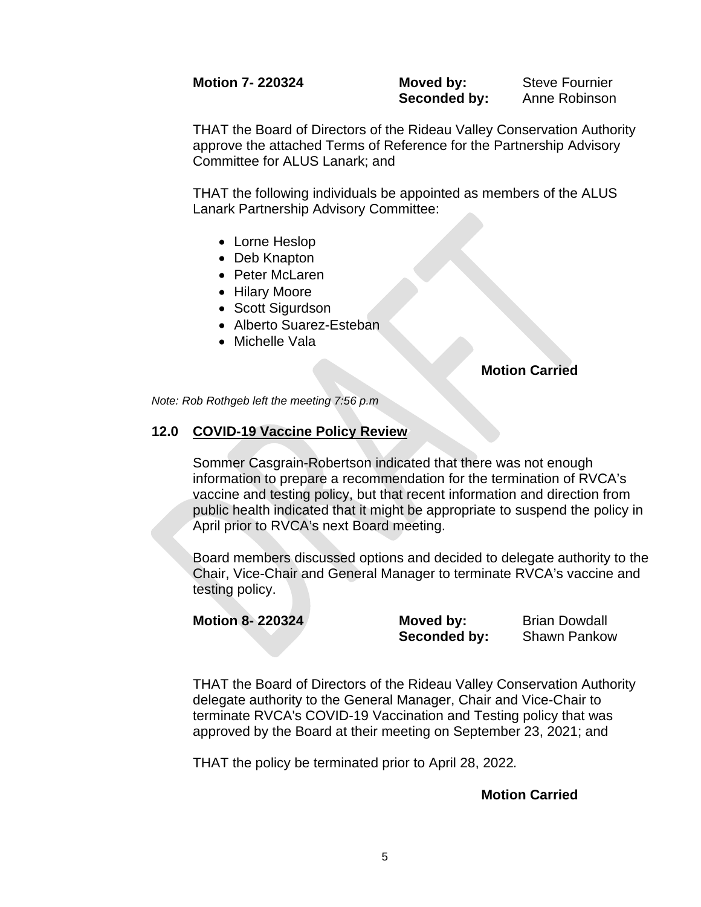**Motion 7- 220324** **Moved by:** Steve Fournier
**Seconded by:** Anne Robinson

THAT the Board of Directors of the Rideau Valley Conservation Authority approve the attached Terms of Reference for the Partnership Advisory Committee for ALUS Lanark; and

THAT the following individuals be appointed as members of the ALUS Lanark Partnership Advisory Committee:

- Lorne Heslop
- Deb Knapton
- Peter McLaren
- Hilary Moore
- Scott Sigurdson
- Alberto Suarez-Esteban
- Michelle Vala

**Motion Carried**

*Note: Rob Rothgeb left the meeting 7:56 p.m*

## 12.0 COVID-19 Vaccine Policy Review

Sommer Casgrain-Robertson indicated that there was not enough information to prepare a recommendation for the termination of RVCA's vaccine and testing policy, but that recent information and direction from public health indicated that it might be appropriate to suspend the policy in April prior to RVCA's next Board meeting.

Board members discussed options and decided to delegate authority to the Chair, Vice-Chair and General Manager to terminate RVCA's vaccine and testing policy.

**Motion 8- 220324** **Moved by:** Brian Dowdall
**Seconded by:** Shawn Pankow

THAT the Board of Directors of the Rideau Valley Conservation Authority delegate authority to the General Manager, Chair and Vice-Chair to terminate RVCA's COVID-19 Vaccination and Testing policy that was approved by the Board at their meeting on September 23, 2021; and

THAT the policy be terminated prior to April 28, 2022*.*

**Motion Carried**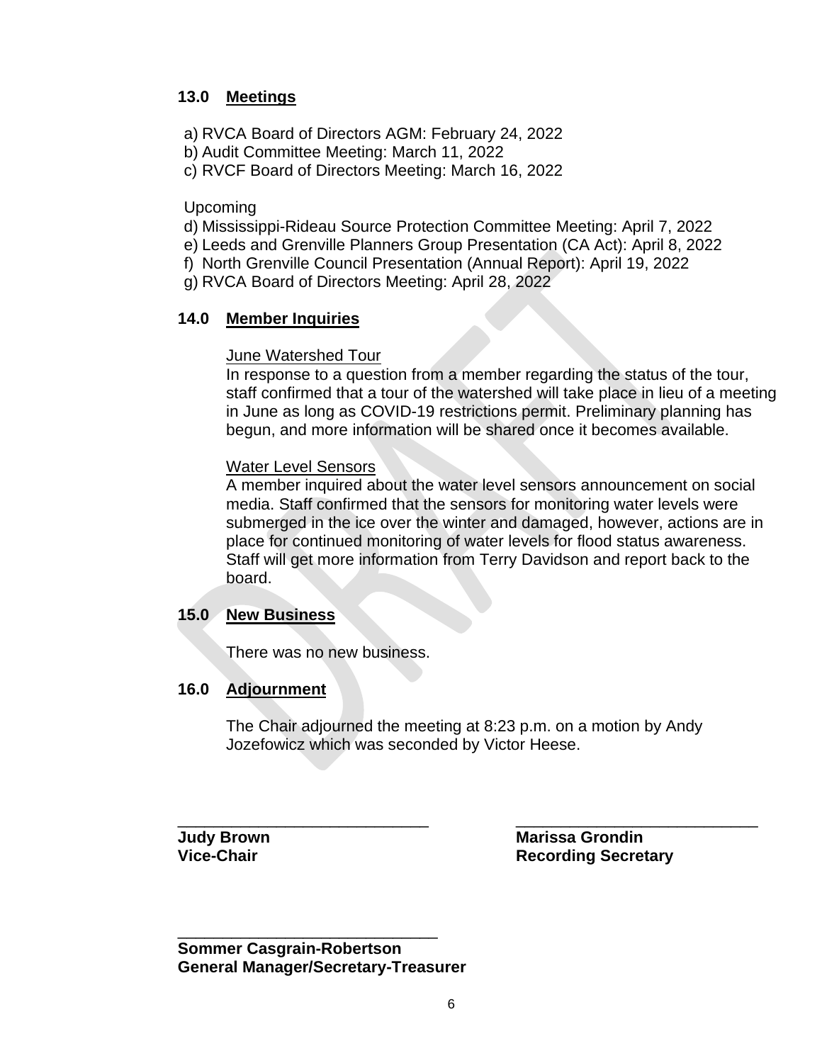## 13.0 Meetings

a) RVCA Board of Directors AGM: February 24, 2022
b) Audit Committee Meeting: March 11, 2022
c) RVCF Board of Directors Meeting: March 16, 2022

Upcoming

d) Mississippi-Rideau Source Protection Committee Meeting: April 7, 2022
e) Leeds and Grenville Planners Group Presentation (CA Act): April 8, 2022
f) North Grenville Council Presentation (Annual Report): April 19, 2022
g) RVCA Board of Directors Meeting: April 28, 2022

## 14.0 Member Inquiries

June Watershed Tour

In response to a question from a member regarding the status of the tour, staff confirmed that a tour of the watershed will take place in lieu of a meeting in June as long as COVID-19 restrictions permit. Preliminary planning has begun, and more information will be shared once it becomes available.

Water Level Sensors

A member inquired about the water level sensors announcement on social media. Staff confirmed that the sensors for monitoring water levels were submerged in the ice over the winter and damaged, however, actions are in place for continued monitoring of water levels for flood status awareness. Staff will get more information from Terry Davidson and report back to the board.

## 15.0 New Business

There was no new business.

## 16.0 Adjournment

The Chair adjourned the meeting at 8:23 p.m. on a motion by Andy Jozefowicz which was seconded by Victor Heese.

\_\_\_\_\_\_\_\_\_\_\_\_\_\_\_\_\_\_\_\_\_\_\_\_\_\_\_\_\_\_
**Judy Brown**
**Vice-Chair**

\_\_\_\_\_\_\_\_\_\_\_\_\_\_\_\_\_\_\_\_\_\_\_\_\_\_\_\_\_\_
**Marissa Grondin**
**Recording Secretary**

\_\_\_\_\_\_\_\_\_\_\_\_\_\_\_\_\_\_\_\_\_\_\_\_\_\_\_\_\_\_
**Sommer Casgrain-Robertson**
**General Manager/Secretary-Treasurer**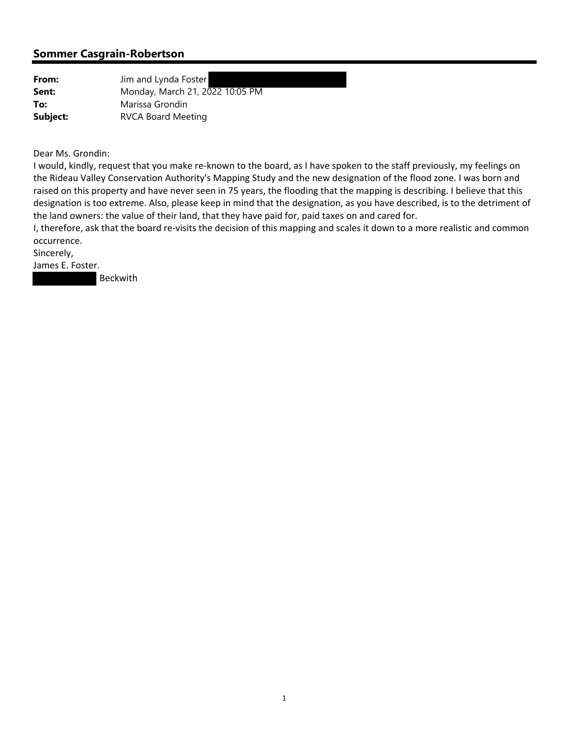## Sommer Casgrain-Robertson

**From:** Jim and Lynda Foster
**Sent:** Monday, March 21, 2022 10:05 PM
**To:** Marissa Grondin
**Subject:** RVCA Board Meeting

Dear Ms. Grondin:

I would, kindly, request that you make re-known to the board, as I have spoken to the staff previously, my feelings on the Rideau Valley Conservation Authority's Mapping Study and the new designation of the flood zone. I was born and raised on this property and have never seen in 75 years, the flooding that the mapping is describing. I believe that this designation is too extreme. Also, please keep in mind that the designation, as you have described, is to the detriment of the land owners: the value of their land, that they have paid for, paid taxes on and cared for.

I, therefore, ask that the board re-visits the decision of this mapping and scales it down to a more realistic and common occurrence.

Sincerely,

James E. Foster.

Beckwith